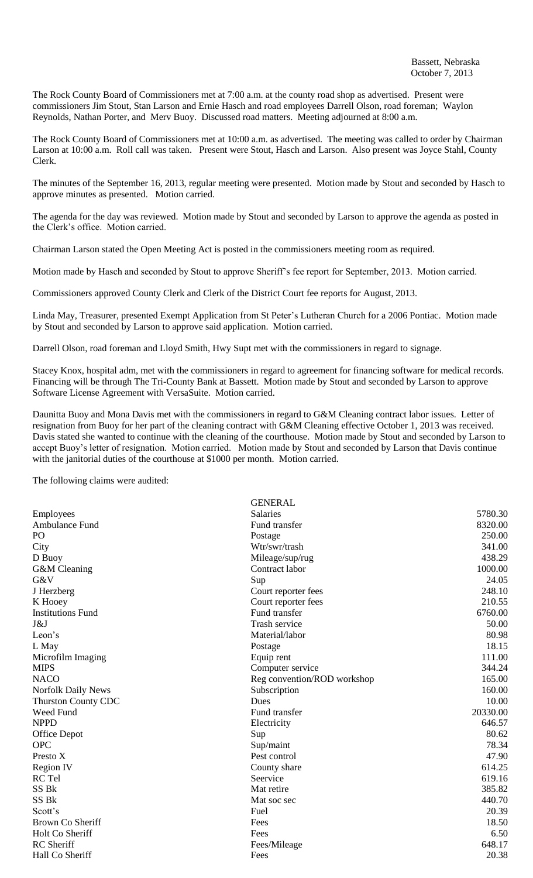Bassett, Nebraska
October 7, 2013

The Rock County Board of Commissioners met at 7:00 a.m. at the county road shop as advertised. Present were commissioners Jim Stout, Stan Larson and Ernie Hasch and road employees Darrell Olson, road foreman; Waylon Reynolds, Nathan Porter, and Merv Buoy. Discussed road matters. Meeting adjourned at 8:00 a.m.

The Rock County Board of Commissioners met at 10:00 a.m. as advertised. The meeting was called to order by Chairman Larson at 10:00 a.m. Roll call was taken. Present were Stout, Hasch and Larson. Also present was Joyce Stahl, County Clerk.

The minutes of the September 16, 2013, regular meeting were presented. Motion made by Stout and seconded by Hasch to approve minutes as presented. Motion carried.

The agenda for the day was reviewed. Motion made by Stout and seconded by Larson to approve the agenda as posted in the Clerk's office. Motion carried.

Chairman Larson stated the Open Meeting Act is posted in the commissioners meeting room as required.

Motion made by Hasch and seconded by Stout to approve Sheriff's fee report for September, 2013. Motion carried.

Commissioners approved County Clerk and Clerk of the District Court fee reports for August, 2013.

Linda May, Treasurer, presented Exempt Application from St Peter's Lutheran Church for a 2006 Pontiac. Motion made by Stout and seconded by Larson to approve said application. Motion carried.

Darrell Olson, road foreman and Lloyd Smith, Hwy Supt met with the commissioners in regard to signage.

Stacey Knox, hospital adm, met with the commissioners in regard to agreement for financing software for medical records. Financing will be through The Tri-County Bank at Bassett. Motion made by Stout and seconded by Larson to approve Software License Agreement with VersaSuite. Motion carried.

Daunitta Buoy and Mona Davis met with the commissioners in regard to G&M Cleaning contract labor issues. Letter of resignation from Buoy for her part of the cleaning contract with G&M Cleaning effective October 1, 2013 was received. Davis stated she wanted to continue with the cleaning of the courthouse. Motion made by Stout and seconded by Larson to accept Buoy's letter of resignation. Motion carried. Motion made by Stout and seconded by Larson that Davis continue with the janitorial duties of the courthouse at $1000 per month. Motion carried.

The following claims were audited:

| | GENERAL | |
|---|---|---|
| Employees | Salaries | 5780.30 |
| Ambulance Fund | Fund transfer | 8320.00 |
| PO | Postage | 250.00 |
| City | Wtr/swr/trash | 341.00 |
| D Buoy | Mileage/sup/rug | 438.29 |
| G&M Cleaning | Contract labor | 1000.00 |
| G&V | Sup | 24.05 |
| J Herzberg | Court reporter fees | 248.10 |
| K Hooey | Court reporter fees | 210.55 |
| Institutions Fund | Fund transfer | 6760.00 |
| J&J | Trash service | 50.00 |
| Leon's | Material/labor | 80.98 |
| L May | Postage | 18.15 |
| Microfilm Imaging | Equip rent | 111.00 |
| MIPS | Computer service | 344.24 |
| NACO | Reg convention/ROD workshop | 165.00 |
| Norfolk Daily News | Subscription | 160.00 |
| Thurston County CDC | Dues | 10.00 |
| Weed Fund | Fund transfer | 20330.00 |
| NPPD | Electricity | 646.57 |
| Office Depot | Sup | 80.62 |
| OPC | Sup/maint | 78.34 |
| Presto X | Pest control | 47.90 |
| Region IV | County share | 614.25 |
| RC Tel | Seervice | 619.16 |
| SS Bk | Mat retire | 385.82 |
| SS Bk | Mat soc sec | 440.70 |
| Scott's | Fuel | 20.39 |
| Brown Co Sheriff | Fees | 18.50 |
| Holt Co Sheriff | Fees | 6.50 |
| RC Sheriff | Fees/Mileage | 648.17 |
| Hall Co Sheriff | Fees | 20.38 |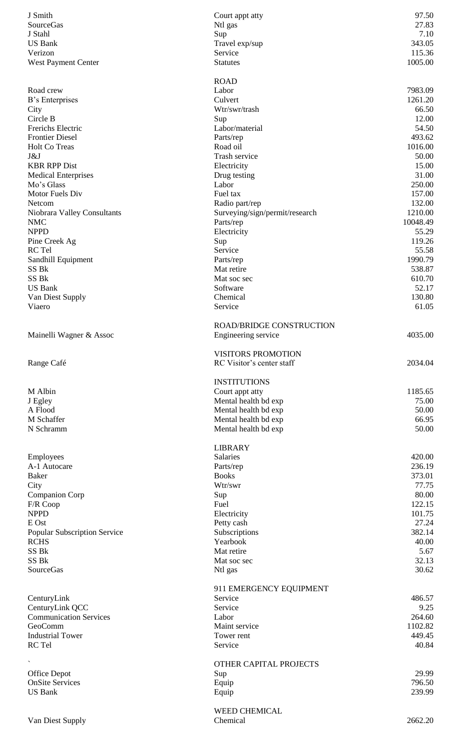| | | |
|---|---|---|
| J Smith | Court appt atty | 97.50 |
| SourceGas | Ntl gas | 27.83 |
| J Stahl | Sup | 7.10 |
| US Bank | Travel exp/sup | 343.05 |
| Verizon | Service | 115.36 |
| West Payment Center | Statutes | 1005.00 |
| | **ROAD** | |
| Road crew | Labor | 7983.09 |
| B's Enterprises | Culvert | 1261.20 |
| City | Wtr/swr/trash | 66.50 |
| Circle B | Sup | 12.00 |
| Frerichs Electric | Labor/material | 54.50 |
| Frontier Diesel | Parts/rep | 493.62 |
| Holt Co Treas | Road oil | 1016.00 |
| J&J | Trash service | 50.00 |
| KBR RPP Dist | Electricity | 15.00 |
| Medical Enterprises | Drug testing | 31.00 |
| Mo's Glass | Labor | 250.00 |
| Motor Fuels Div | Fuel tax | 157.00 |
| Netcom | Radio part/rep | 132.00 |
| Niobrara Valley Consultants | Surveying/sign/permit/research | 1210.00 |
| NMC | Parts/rep | 10048.49 |
| NPPD | Electricity | 55.29 |
| Pine Creek Ag | Sup | 119.26 |
| RC Tel | Service | 55.58 |
| Sandhill Equipment | Parts/rep | 1990.79 |
| SS Bk | Mat retire | 538.87 |
| SS Bk | Mat soc sec | 610.70 |
| US Bank | Software | 52.17 |
| Van Diest Supply | Chemical | 130.80 |
| Viaero | Service | 61.05 |
| | **ROAD/BRIDGE CONSTRUCTION** | |
| Mainelli Wagner & Assoc | Engineering service | 4035.00 |
| | **VISITORS PROMOTION** | |
| Range Café | RC Visitor's center staff | 2034.04 |
| | **INSTITUTIONS** | |
| M Albin | Court appt atty | 1185.65 |
| J Egley | Mental health bd exp | 75.00 |
| A Flood | Mental health bd exp | 50.00 |
| M Schaffer | Mental health bd exp | 66.95 |
| N Schramm | Mental health bd exp | 50.00 |
| | **LIBRARY** | |
| Employees | Salaries | 420.00 |
| A-1 Autocare | Parts/rep | 236.19 |
| Baker | Books | 373.01 |
| City | Wtr/swr | 77.75 |
| Companion Corp | Sup | 80.00 |
| F/R Coop | Fuel | 122.15 |
| NPPD | Electricity | 101.75 |
| E Ost | Petty cash | 27.24 |
| Popular Subscription Service | Subscriptions | 382.14 |
| RCHS | Yearbook | 40.00 |
| SS Bk | Mat retire | 5.67 |
| SS Bk | Mat soc sec | 32.13 |
| SourceGas | Ntl gas | 30.62 |
| | **911 EMERGENCY EQUIPMENT** | |
| CenturyLink | Service | 486.57 |
| CenturyLink QCC | Service | 9.25 |
| Communication Services | Labor | 264.60 |
| GeoComm | Maint service | 1102.82 |
| Industrial Tower | Tower rent | 449.45 |
| RC Tel | Service | 40.84 |
| ` | **OTHER CAPITAL PROJECTS** | |
| Office Depot | Sup | 29.99 |
| OnSite Services | Equip | 796.50 |
| US Bank | Equip | 239.99 |
| | **WEED CHEMICAL** | |
| Van Diest Supply | Chemical | 2662.20 |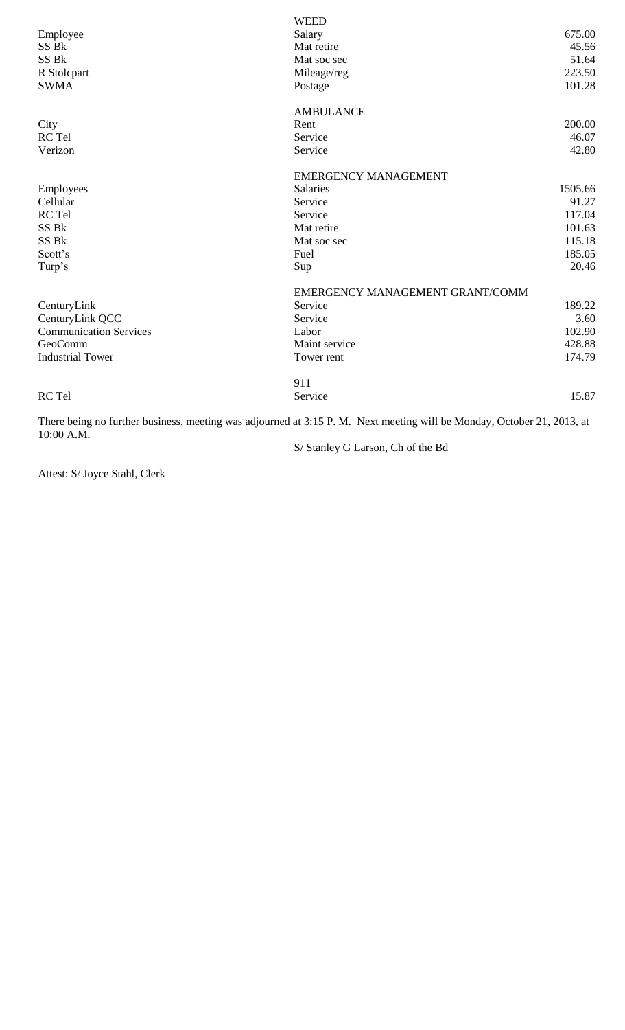| | | |
|---|---|---|
| | WEED | |
| Employee | Salary | 675.00 |
| SS Bk | Mat retire | 45.56 |
| SS Bk | Mat soc sec | 51.64 |
| R Stolcpart | Mileage/reg | 223.50 |
| SWMA | Postage | 101.28 |
| | AMBULANCE | |
| City | Rent | 200.00 |
| RC Tel | Service | 46.07 |
| Verizon | Service | 42.80 |
| | EMERGENCY MANAGEMENT | |
| Employees | Salaries | 1505.66 |
| Cellular | Service | 91.27 |
| RC Tel | Service | 117.04 |
| SS Bk | Mat retire | 101.63 |
| SS Bk | Mat soc sec | 115.18 |
| Scott's | Fuel | 185.05 |
| Turp's | Sup | 20.46 |
| | EMERGENCY MANAGEMENT GRANT/COMM | |
| CenturyLink | Service | 189.22 |
| CenturyLink QCC | Service | 3.60 |
| Communication Services | Labor | 102.90 |
| GeoComm | Maint service | 428.88 |
| Industrial Tower | Tower rent | 174.79 |
| | 911 | |
| RC Tel | Service | 15.87 |

There being no further business, meeting was adjourned at 3:15 P. M. Next meeting will be Monday, October 21, 2013, at 10:00 A.M.

S/ Stanley G Larson, Ch of the Bd

Attest: S/ Joyce Stahl, Clerk